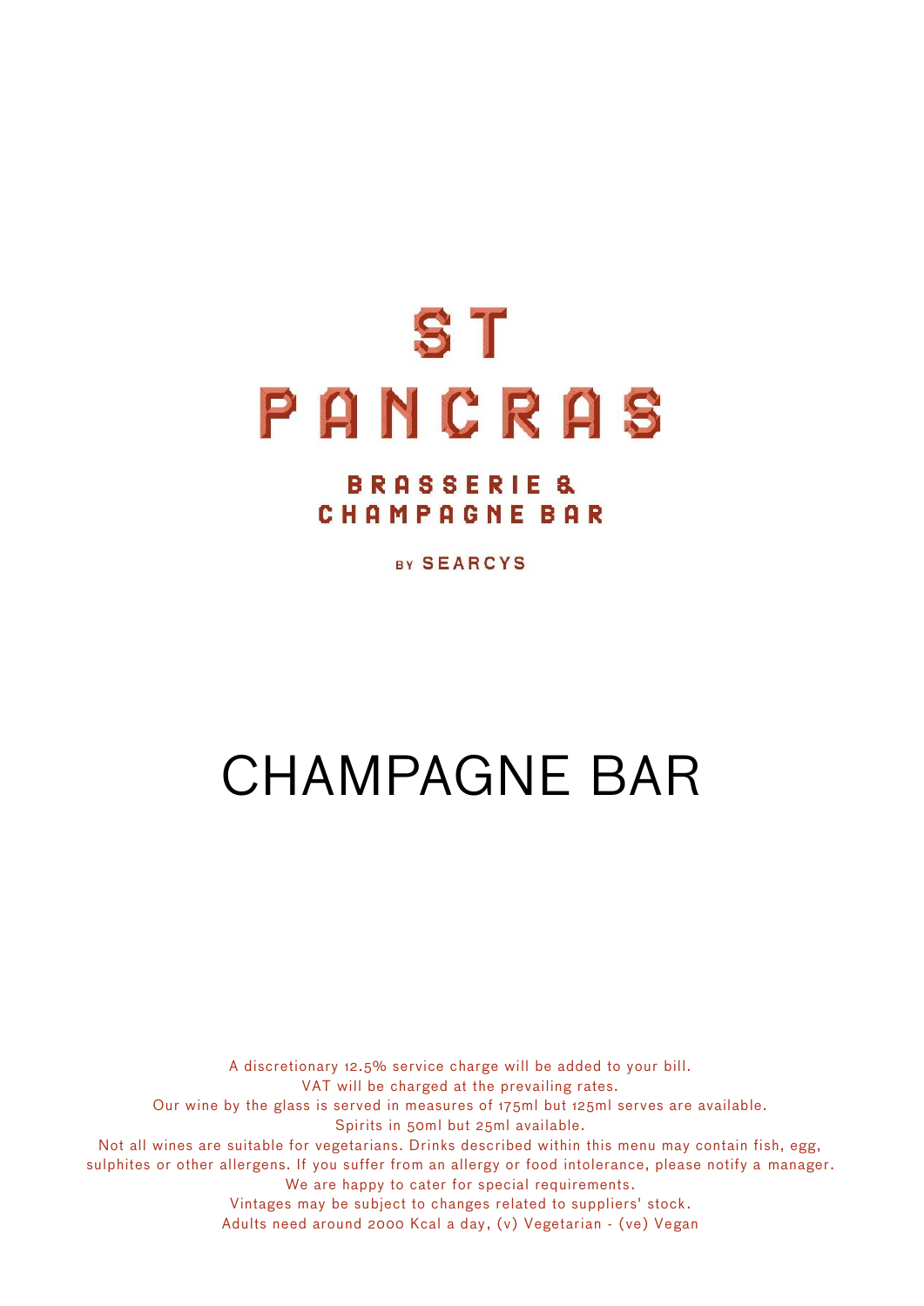# ST PANCRAS

## BRASSERIE & CHAMPAGNE BAR

BY SEARCYS

# CHAMPAGNE BAR

A discretionary 12.5% service charge will be added to your bill.
VAT will be charged at the prevailing rates.
Our wine by the glass is served in measures of 175ml but 125ml serves are available.
Spirits in 50ml but 25ml available.
Not all wines are suitable for vegetarians. Drinks described within this menu may contain fish, egg, sulphites or other allergens. If you suffer from an allergy or food intolerance, please notify a manager.
We are happy to cater for special requirements.
Vintages may be subject to changes related to suppliers' stock.
Adults need around 2000 Kcal a day, (v) Vegetarian - (ve) Vegan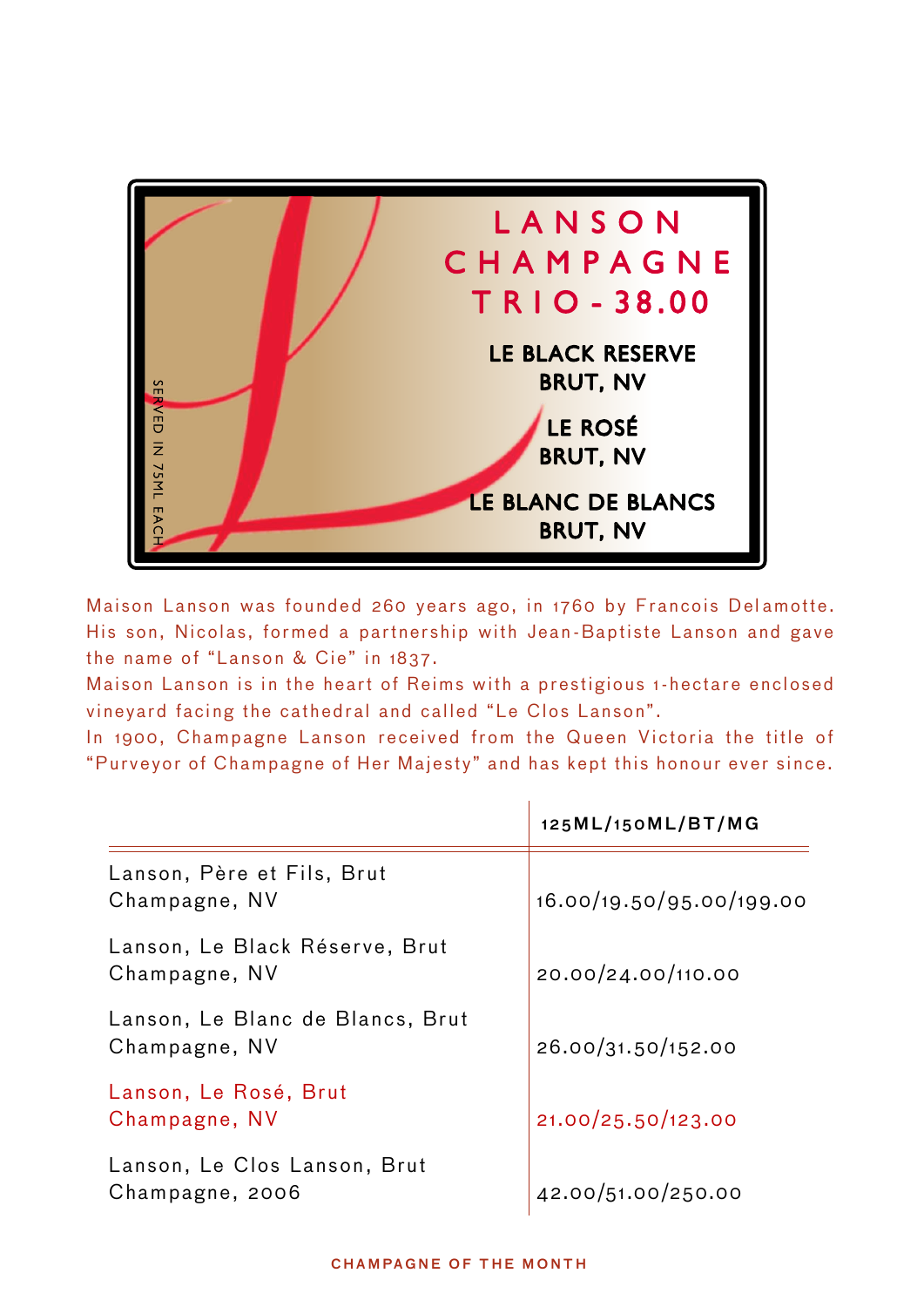# LANSON CHAMPAGNE TRIO - 38.00

SERVED IN 75ML EACH

**LE BLACK RESERVE BRUT, NV**

**LE ROSÉ BRUT, NV**

**LE BLANC DE BLANCS BRUT, NV**

Maison Lanson was founded 260 years ago, in 1760 by Francois Delamotte. His son, Nicolas, formed a partnership with Jean-Baptiste Lanson and gave the name of "Lanson & Cie" in 1837.
Maison Lanson is in the heart of Reims with a prestigious 1-hectare enclosed vineyard facing the cathedral and called "Le Clos Lanson".
In 1900, Champagne Lanson received from the Queen Victoria the title of "Purveyor of Champagne of Her Majesty" and has kept this honour ever since.

| | 125ML/150ML/BT/MG |
|---|---|
| Lanson, Père et Fils, Brut Champagne, NV | 16.00/19.50/95.00/199.00 |
| Lanson, Le Black Réserve, Brut Champagne, NV | 20.00/24.00/110.00 |
| Lanson, Le Blanc de Blancs, Brut Champagne, NV | 26.00/31.50/152.00 |
| Lanson, Le Rosé, Brut Champagne, NV | 21.00/25.50/123.00 |
| Lanson, Le Clos Lanson, Brut Champagne, 2006 | 42.00/51.00/250.00 |

CHAMPAGNE OF THE MONTH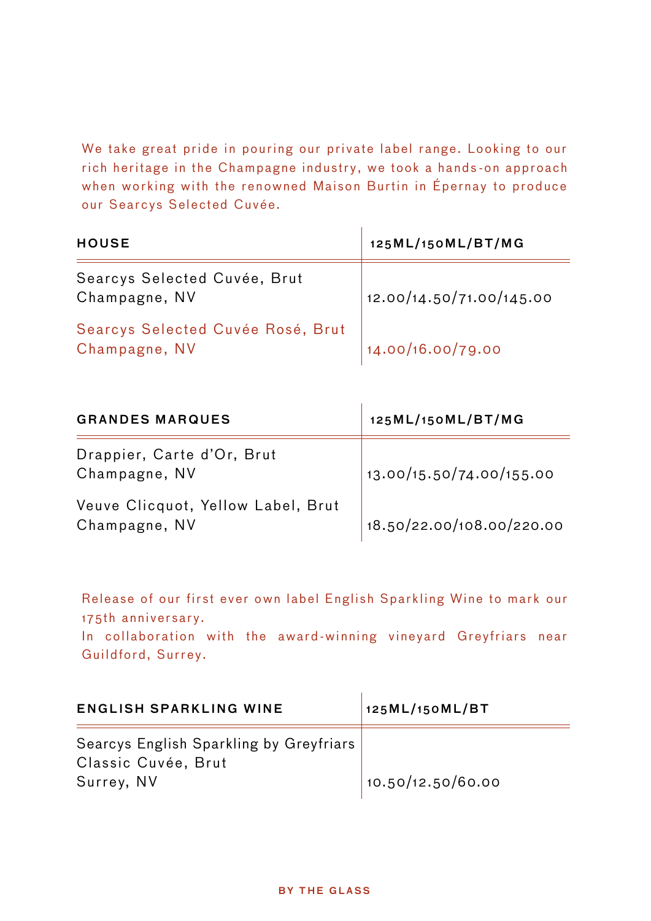We take great pride in pouring our private label range. Looking to our rich heritage in the Champagne industry, we took a hands-on approach when working with the renowned Maison Burtin in Épernay to produce our Searcys Selected Cuvée.

| HOUSE | 125ML/150ML/BT/MG |
|---|---|
| Searcys Selected Cuvée, Brut<br>Champagne, NV | 12.00/14.50/71.00/145.00 |
| Searcys Selected Cuvée Rosé, Brut<br>Champagne, NV | 14.00/16.00/79.00 |

| GRANDES MARQUES | 125ML/150ML/BT/MG |
|---|---|
| Drappier, Carte d'Or, Brut<br>Champagne, NV | 13.00/15.50/74.00/155.00 |
| Veuve Clicquot, Yellow Label, Brut<br>Champagne, NV | 18.50/22.00/108.00/220.00 |

Release of our first ever own label English Sparkling Wine to mark our 175th anniversary.
In collaboration with the award-winning vineyard Greyfriars near Guildford, Surrey.

| ENGLISH SPARKLING WINE | 125ML/150ML/BT |
|---|---|
| Searcys English Sparkling by Greyfriars<br>Classic Cuvée, Brut<br>Surrey, NV | 10.50/12.50/60.00 |

BY THE GLASS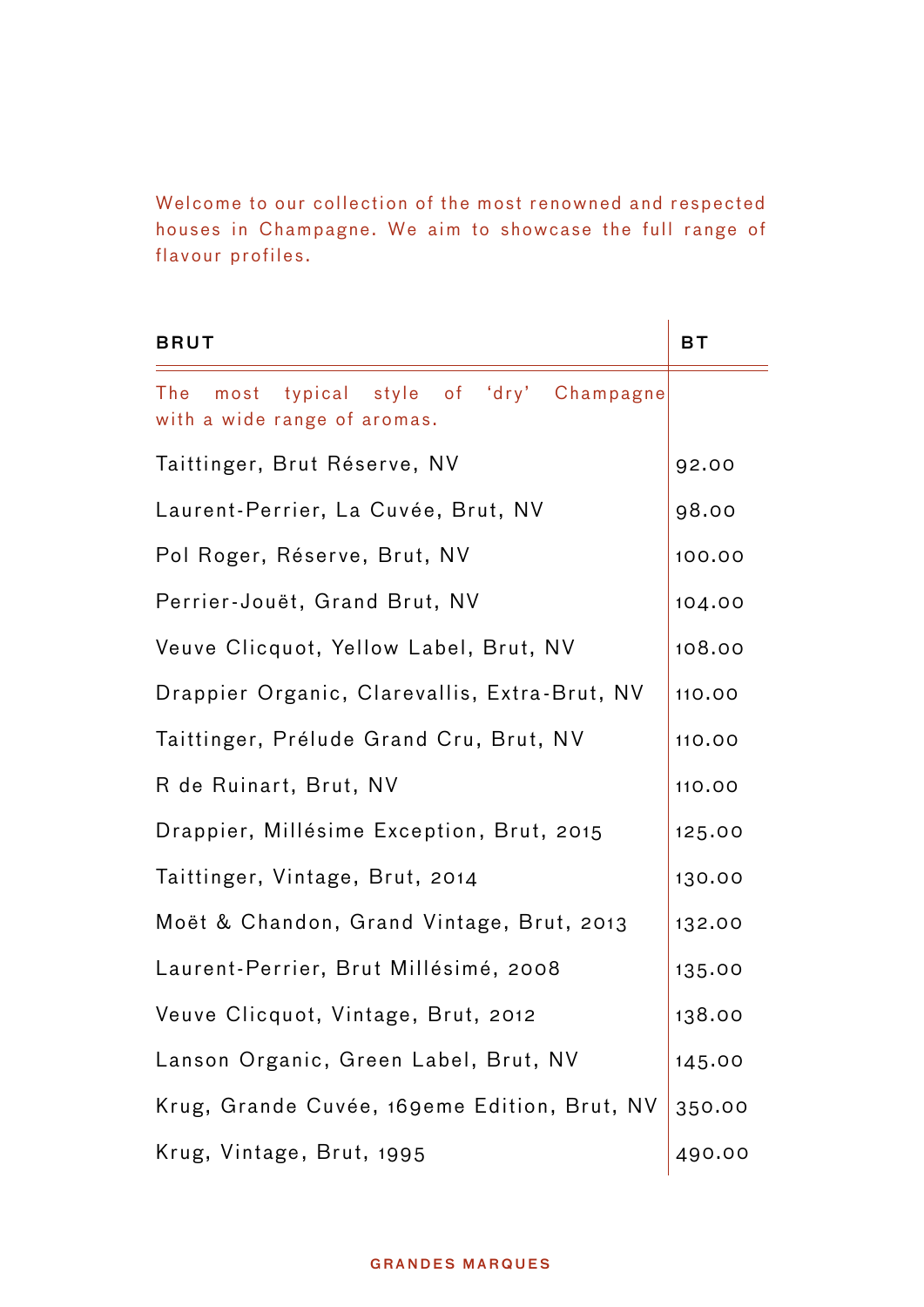Welcome to our collection of the most renowned and respected houses in Champagne. We aim to showcase the full range of flavour profiles.

| BRUT | BT |
|---|---|
| The most typical style of 'dry' Champagne with a wide range of aromas. | |
| Taittinger, Brut Réserve, NV | 92.00 |
| Laurent-Perrier, La Cuvée, Brut, NV | 98.00 |
| Pol Roger, Réserve, Brut, NV | 100.00 |
| Perrier-Jouët, Grand Brut, NV | 104.00 |
| Veuve Clicquot, Yellow Label, Brut, NV | 108.00 |
| Drappier Organic, Clarevallis, Extra-Brut, NV | 110.00 |
| Taittinger, Prélude Grand Cru, Brut, NV | 110.00 |
| R de Ruinart, Brut, NV | 110.00 |
| Drappier, Millésime Exception, Brut, 2015 | 125.00 |
| Taittinger, Vintage, Brut, 2014 | 130.00 |
| Moët & Chandon, Grand Vintage, Brut, 2013 | 132.00 |
| Laurent-Perrier, Brut Millésimé, 2008 | 135.00 |
| Veuve Clicquot, Vintage, Brut, 2012 | 138.00 |
| Lanson Organic, Green Label, Brut, NV | 145.00 |
| Krug, Grande Cuvée, 169eme Edition, Brut, NV | 350.00 |
| Krug, Vintage, Brut, 1995 | 490.00 |

GRANDES MARQUES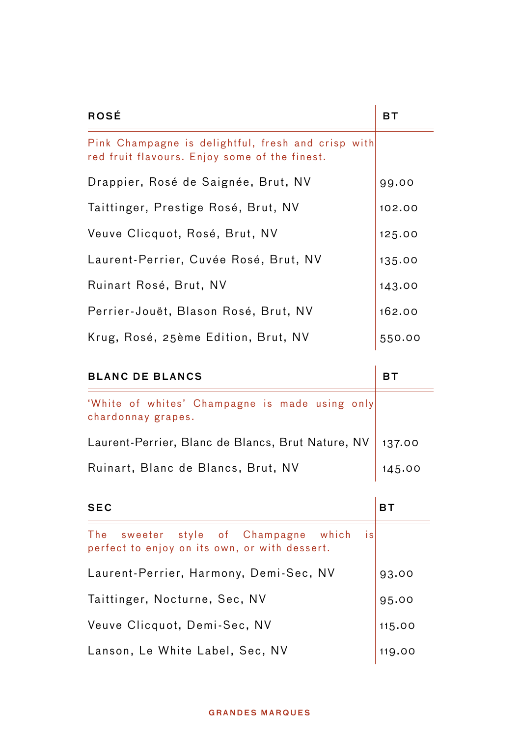| ROSÉ | BT |
|---|---|
| Pink Champagne is delightful, fresh and crisp with red fruit flavours. Enjoy some of the finest. | |
| Drappier, Rosé de Saignée, Brut, NV | 99.00 |
| Taittinger, Prestige Rosé, Brut, NV | 102.00 |
| Veuve Clicquot, Rosé, Brut, NV | 125.00 |
| Laurent-Perrier, Cuvée Rosé, Brut, NV | 135.00 |
| Ruinart Rosé, Brut, NV | 143.00 |
| Perrier-Jouët, Blason Rosé, Brut, NV | 162.00 |
| Krug, Rosé, 25ème Edition, Brut, NV | 550.00 |

| BLANC DE BLANCS | BT |
|---|---|
| 'White of whites' Champagne is made using only chardonnay grapes. | |
| Laurent-Perrier, Blanc de Blancs, Brut Nature, NV | 137.00 |
| Ruinart, Blanc de Blancs, Brut, NV | 145.00 |

| SEC | BT |
|---|---|
| The sweeter style of Champagne which is perfect to enjoy on its own, or with dessert. | |
| Laurent-Perrier, Harmony, Demi-Sec, NV | 93.00 |
| Taittinger, Nocturne, Sec, NV | 95.00 |
| Veuve Clicquot, Demi-Sec, NV | 115.00 |
| Lanson, Le White Label, Sec, NV | 119.00 |

GRANDES MARQUES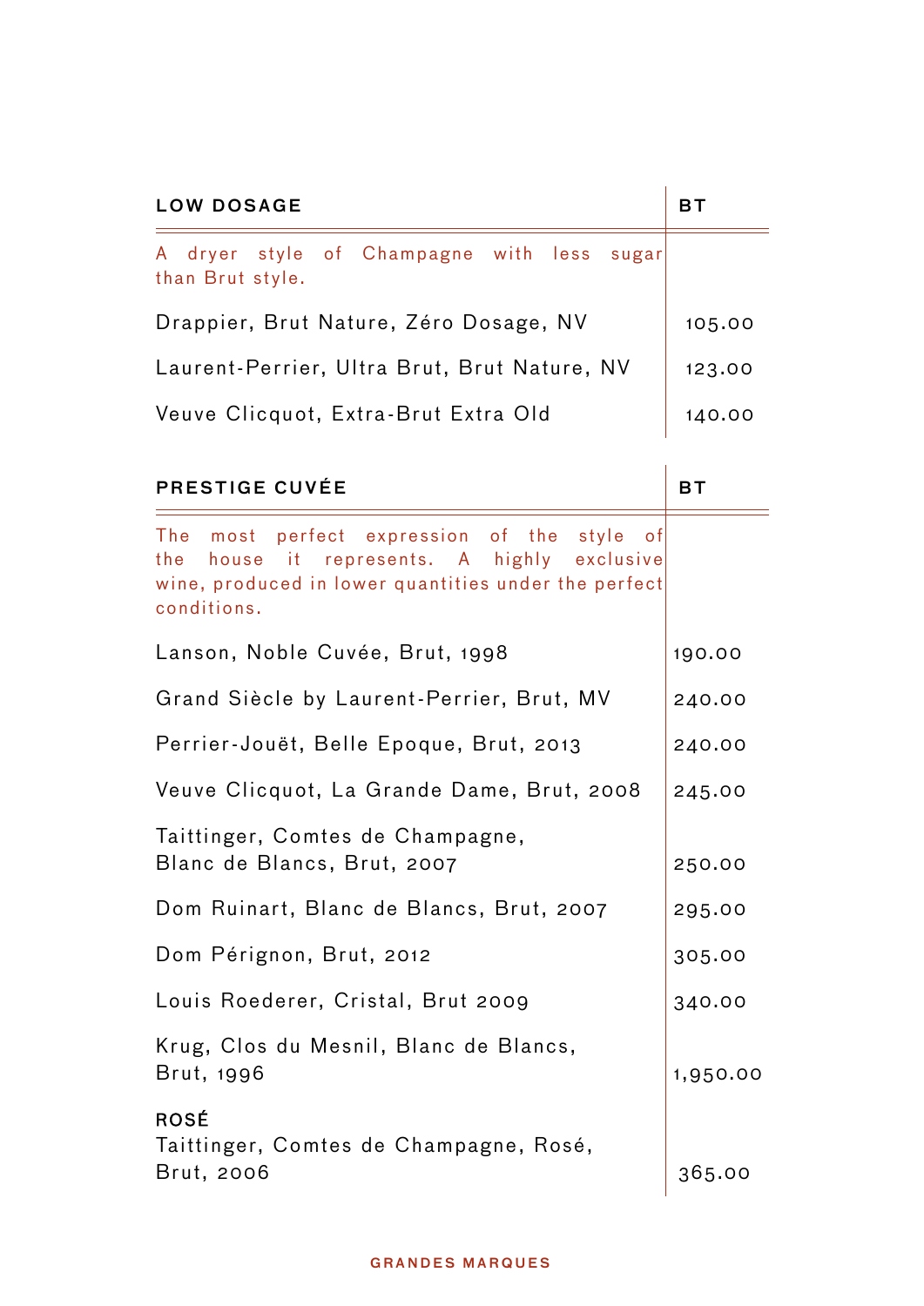| LOW DOSAGE | BT |
| --- | --- |
| A dryer style of Champagne with less sugar than Brut style. | |
| Drappier, Brut Nature, Zéro Dosage, NV | 105.00 |
| Laurent-Perrier, Ultra Brut, Brut Nature, NV | 123.00 |
| Veuve Clicquot, Extra-Brut Extra Old | 140.00 |

| PRESTIGE CUVÉE | BT |
| --- | --- |
| The most perfect expression of the style of the house it represents. A highly exclusive wine, produced in lower quantities under the perfect conditions. | |
| Lanson, Noble Cuvée, Brut, 1998 | 190.00 |
| Grand Siècle by Laurent-Perrier, Brut, MV | 240.00 |
| Perrier-Jouët, Belle Epoque, Brut, 2013 | 240.00 |
| Veuve Clicquot, La Grande Dame, Brut, 2008 | 245.00 |
| Taittinger, Comtes de Champagne, Blanc de Blancs, Brut, 2007 | 250.00 |
| Dom Ruinart, Blanc de Blancs, Brut, 2007 | 295.00 |
| Dom Pérignon, Brut, 2012 | 305.00 |
| Louis Roederer, Cristal, Brut 2009 | 340.00 |
| Krug, Clos du Mesnil, Blanc de Blancs, Brut, 1996 | 1,950.00 |
| **ROSÉ** | |
| Taittinger, Comtes de Champagne, Rosé, Brut, 2006 | 365.00 |

GRANDES MARQUES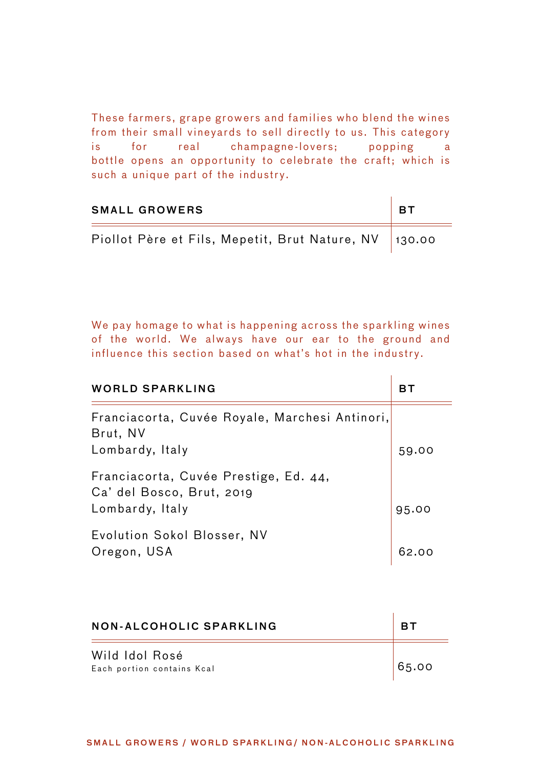These farmers, grape growers and families who blend the wines from their small vineyards to sell directly to us. This category is for real champagne-lovers; popping a bottle opens an opportunity to celebrate the craft; which is such a unique part of the industry.

| SMALL GROWERS | BT |
|---|---|
| Piollot Père et Fils, Mepetit, Brut Nature, NV | 130.00 |

We pay homage to what is happening across the sparkling wines of the world. We always have our ear to the ground and influence this section based on what's hot in the industry.

| WORLD SPARKLING | BT |
|---|---|
| Franciacorta, Cuvée Royale, Marchesi Antinori, Brut, NV<br>Lombardy, Italy | 59.00 |
| Franciacorta, Cuvée Prestige, Ed. 44, Ca' del Bosco, Brut, 2019<br>Lombardy, Italy | 95.00 |
| Evolution Sokol Blosser, NV<br>Oregon, USA | 62.00 |

| NON-ALCOHOLIC SPARKLING | BT |
|---|---|
| Wild Idol Rosé<br>Each portion contains Kcal | 65.00 |

SMALL GROWERS / WORLD SPARKLING/ NON-ALCOHOLIC SPARKLING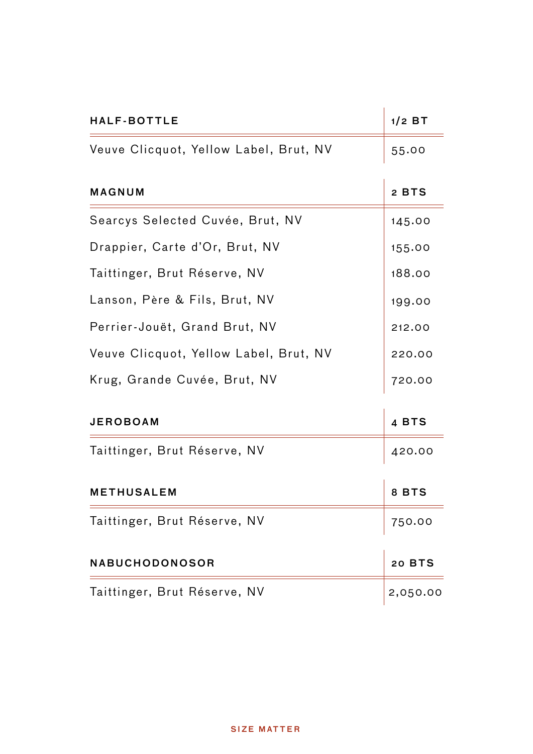| HALF-BOTTLE | 1/2 BT |
|---|---|
| Veuve Clicquot, Yellow Label, Brut, NV | 55.00 |

| MAGNUM | 2 BTS |
|---|---|
| Searcys Selected Cuvée, Brut, NV | 145.00 |
| Drappier, Carte d'Or, Brut, NV | 155.00 |
| Taittinger, Brut Réserve, NV | 188.00 |
| Lanson, Père & Fils, Brut, NV | 199.00 |
| Perrier-Jouët, Grand Brut, NV | 212.00 |
| Veuve Clicquot, Yellow Label, Brut, NV | 220.00 |
| Krug, Grande Cuvée, Brut, NV | 720.00 |

| JEROBOAM | 4 BTS |
|---|---|
| Taittinger, Brut Réserve, NV | 420.00 |

| METHUSALEM | 8 BTS |
|---|---|
| Taittinger, Brut Réserve, NV | 750.00 |

| NABUCHODONOSOR | 20 BTS |
|---|---|
| Taittinger, Brut Réserve, NV | 2,050.00 |

SIZE MATTER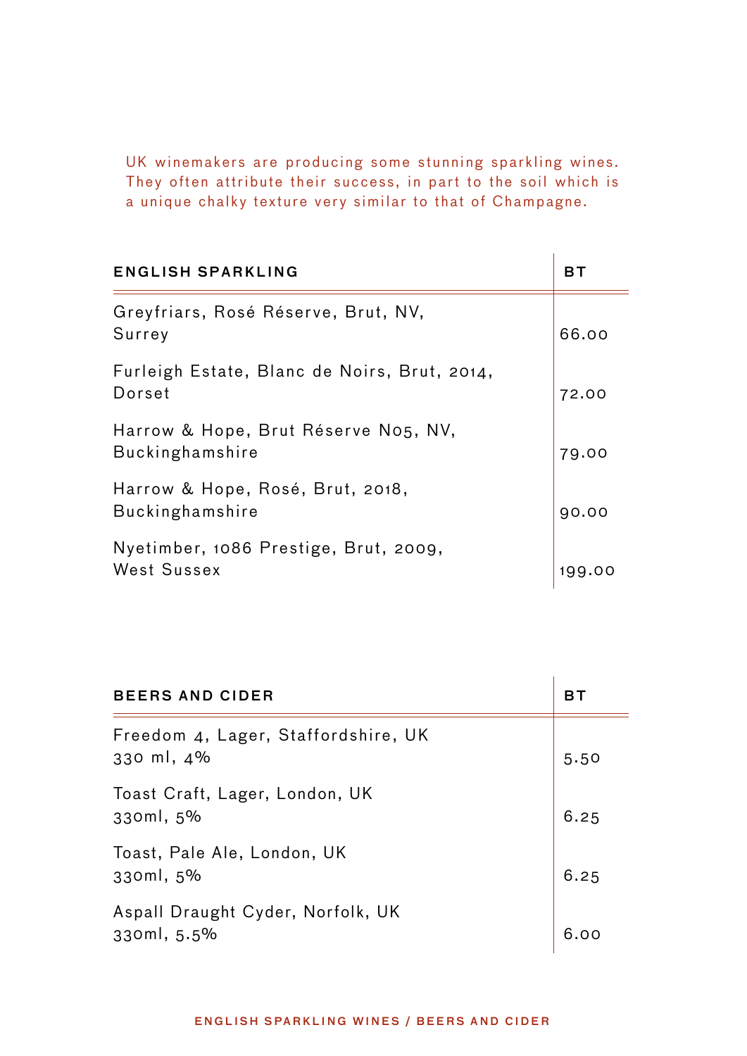UK winemakers are producing some stunning sparkling wines. They often attribute their success, in part to the soil which is a unique chalky texture very similar to that of Champagne.

| ENGLISH SPARKLING | BT |
|---|---|
| Greyfriars, Rosé Réserve, Brut, NV, Surrey | 66.00 |
| Furleigh Estate, Blanc de Noirs, Brut, 2014, Dorset | 72.00 |
| Harrow & Hope, Brut Réserve No5, NV, Buckinghamshire | 79.00 |
| Harrow & Hope, Rosé, Brut, 2018, Buckinghamshire | 90.00 |
| Nyetimber, 1086 Prestige, Brut, 2009, West Sussex | 199.00 |

| BEERS AND CIDER | BT |
|---|---|
| Freedom 4, Lager, Staffordshire, UK 330 ml, 4% | 5.50 |
| Toast Craft, Lager, London, UK 330ml, 5% | 6.25 |
| Toast, Pale Ale, London, UK 330ml, 5% | 6.25 |
| Aspall Draught Cyder, Norfolk, UK 330ml, 5.5% | 6.00 |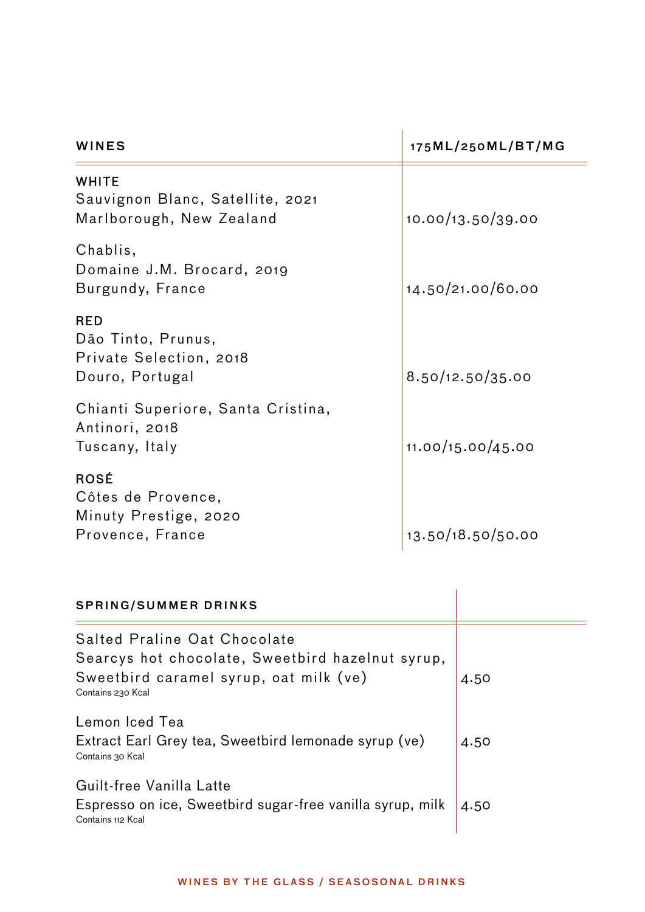| WINES | 175ML/250ML/BT/MG |
|---|---|
| **WHITE** | |
| Sauvignon Blanc, Satellite, 2021<br>Marlborough, New Zealand | 10.00/13.50/39.00 |
| Chablis,<br>Domaine J.M. Brocard, 2019<br>Burgundy, France | 14.50/21.00/60.00 |
| **RED** | |
| Dão Tinto, Prunus,<br>Private Selection, 2018<br>Douro, Portugal | 8.50/12.50/35.00 |
| Chianti Superiore, Santa Cristina,<br>Antinori, 2018<br>Tuscany, Italy | 11.00/15.00/45.00 |
| **ROSÉ** | |
| Côtes de Provence,<br>Minuty Prestige, 2020<br>Provence, France | 13.50/18.50/50.00 |

| SPRING/SUMMER DRINKS | |
|---|---|
| Salted Praline Oat Chocolate<br>Searcys hot chocolate, Sweetbird hazelnut syrup, Sweetbird caramel syrup, oat milk (ve)<br>Contains 230 Kcal | 4.50 |
| Lemon Iced Tea<br>Extract Earl Grey tea, Sweetbird lemonade syrup (ve)<br>Contains 30 Kcal | 4.50 |
| Guilt-free Vanilla Latte<br>Espresso on ice, Sweetbird sugar-free vanilla syrup, milk<br>Contains 112 Kcal | 4.50 |

WINES BY THE GLASS / SEASOSONAL DRINKS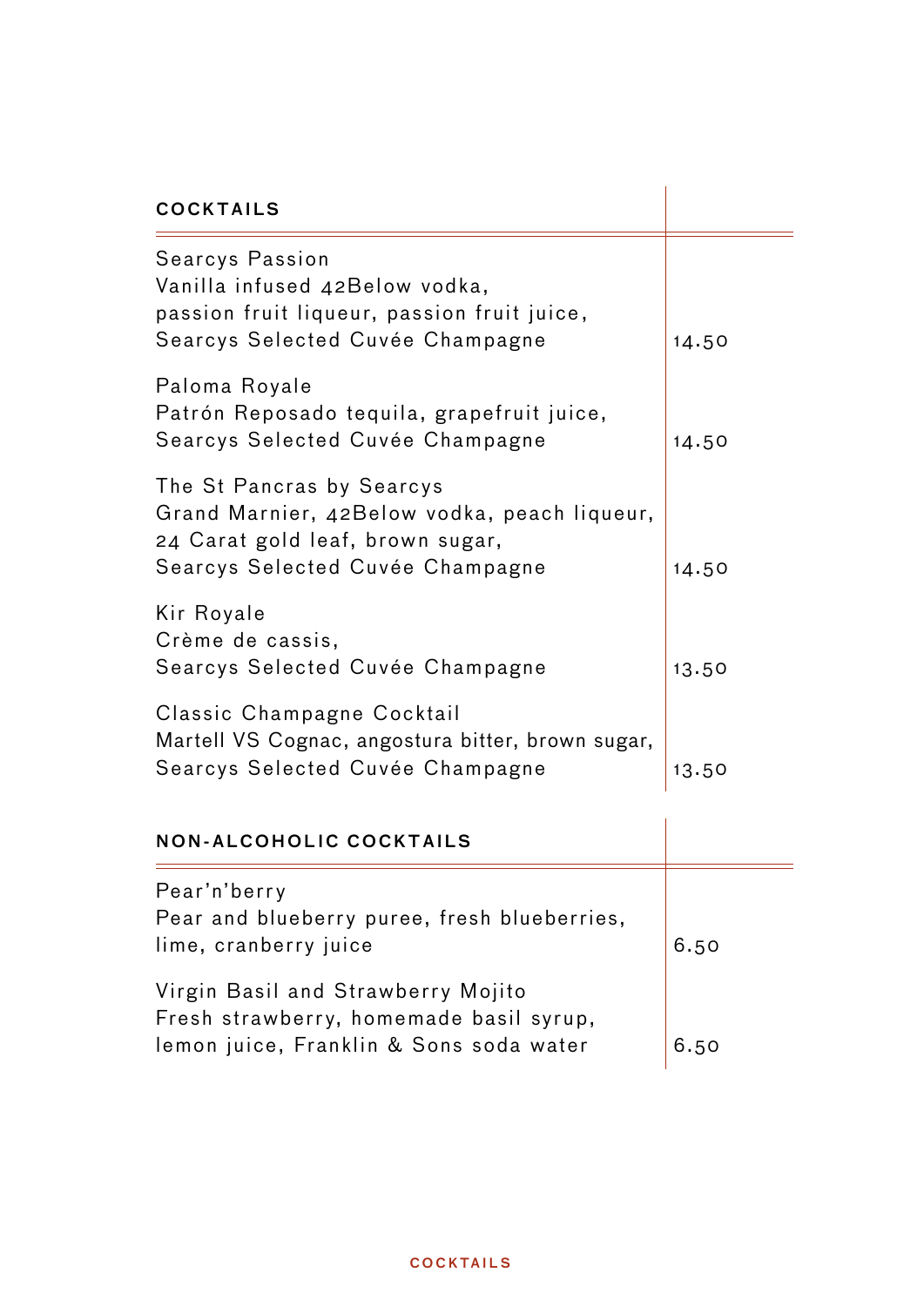## COCKTAILS

| | |
|---|---|
| Searcys Passion<br>Vanilla infused 42Below vodka,<br>passion fruit liqueur, passion fruit juice,<br>Searcys Selected Cuvée Champagne | 14.50 |
| Paloma Royale<br>Patrón Reposado tequila, grapefruit juice,<br>Searcys Selected Cuvée Champagne | 14.50 |
| The St Pancras by Searcys<br>Grand Marnier, 42Below vodka, peach liqueur,<br>24 Carat gold leaf, brown sugar,<br>Searcys Selected Cuvée Champagne | 14.50 |
| Kir Royale<br>Crème de cassis,<br>Searcys Selected Cuvée Champagne | 13.50 |
| Classic Champagne Cocktail<br>Martell VS Cognac, angostura bitter, brown sugar,<br>Searcys Selected Cuvée Champagne | 13.50 |

## NON-ALCOHOLIC COCKTAILS

| | |
|---|---|
| Pear'n'berry<br>Pear and blueberry puree, fresh blueberries,<br>lime, cranberry juice | 6.50 |
| Virgin Basil and Strawberry Mojito<br>Fresh strawberry, homemade basil syrup,<br>lemon juice, Franklin & Sons soda water | 6.50 |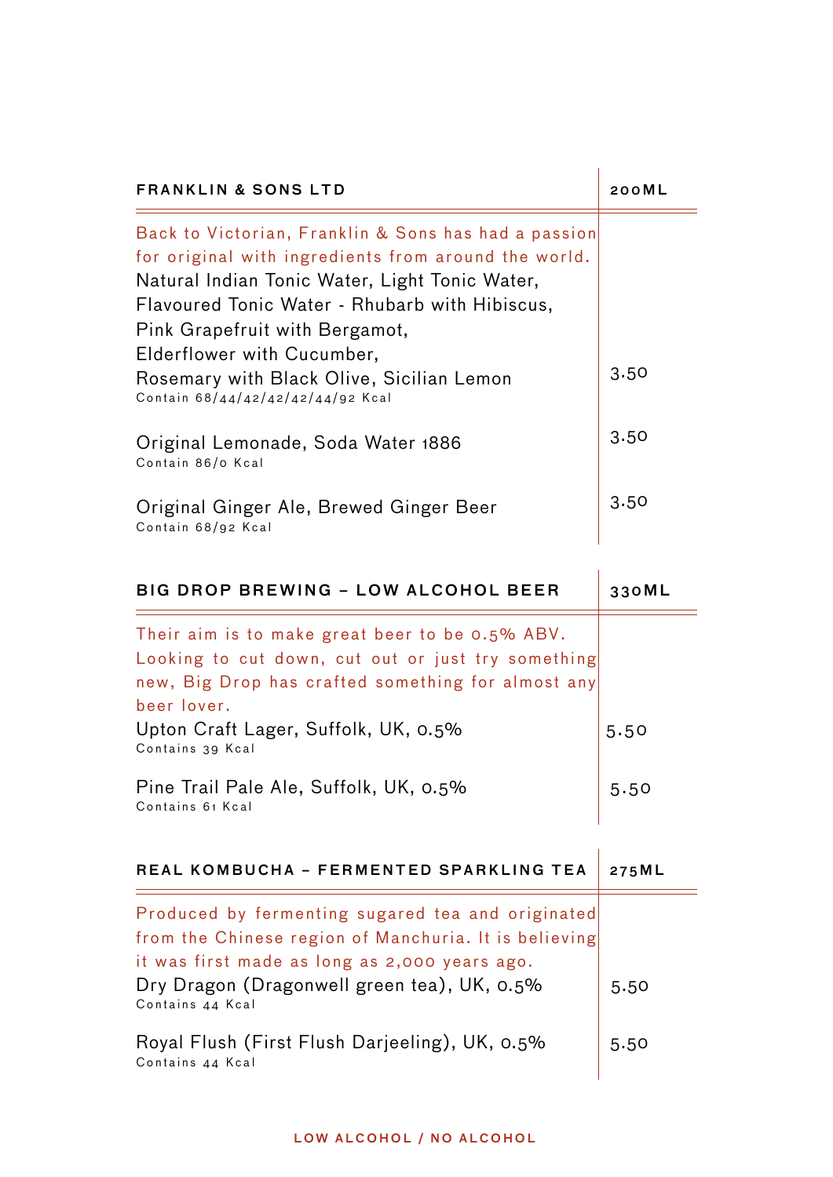| FRANKLIN & SONS LTD | 200ML |
|---|---|
| Back to Victorian, Franklin & Sons has had a passion for original with ingredients from around the world. | |
| Natural Indian Tonic Water, Light Tonic Water, Flavoured Tonic Water - Rhubarb with Hibiscus, Pink Grapefruit with Bergamot, Elderflower with Cucumber, Rosemary with Black Olive, Sicilian Lemon<br>Contain 68/44/42/42/42/44/92 Kcal | 3.50 |
| Original Lemonade, Soda Water 1886<br>Contain 86/0 Kcal | 3.50 |
| Original Ginger Ale, Brewed Ginger Beer<br>Contain 68/92 Kcal | 3.50 |

| BIG DROP BREWING – LOW ALCOHOL BEER | 330ML |
|---|---|
| Their aim is to make great beer to be 0.5% ABV. Looking to cut down, cut out or just try something new, Big Drop has crafted something for almost any beer lover. | |
| Upton Craft Lager, Suffolk, UK, 0.5%<br>Contains 39 Kcal | 5.50 |
| Pine Trail Pale Ale, Suffolk, UK, 0.5%<br>Contains 61 Kcal | 5.50 |

| REAL KOMBUCHA – FERMENTED SPARKLING TEA | 275ML |
|---|---|
| Produced by fermenting sugared tea and originated from the Chinese region of Manchuria. It is believing it was first made as long as 2,000 years ago. | |
| Dry Dragon (Dragonwell green tea), UK, 0.5%<br>Contains 44 Kcal | 5.50 |
| Royal Flush (First Flush Darjeeling), UK, 0.5%<br>Contains 44 Kcal | 5.50 |

LOW ALCOHOL / NO ALCOHOL